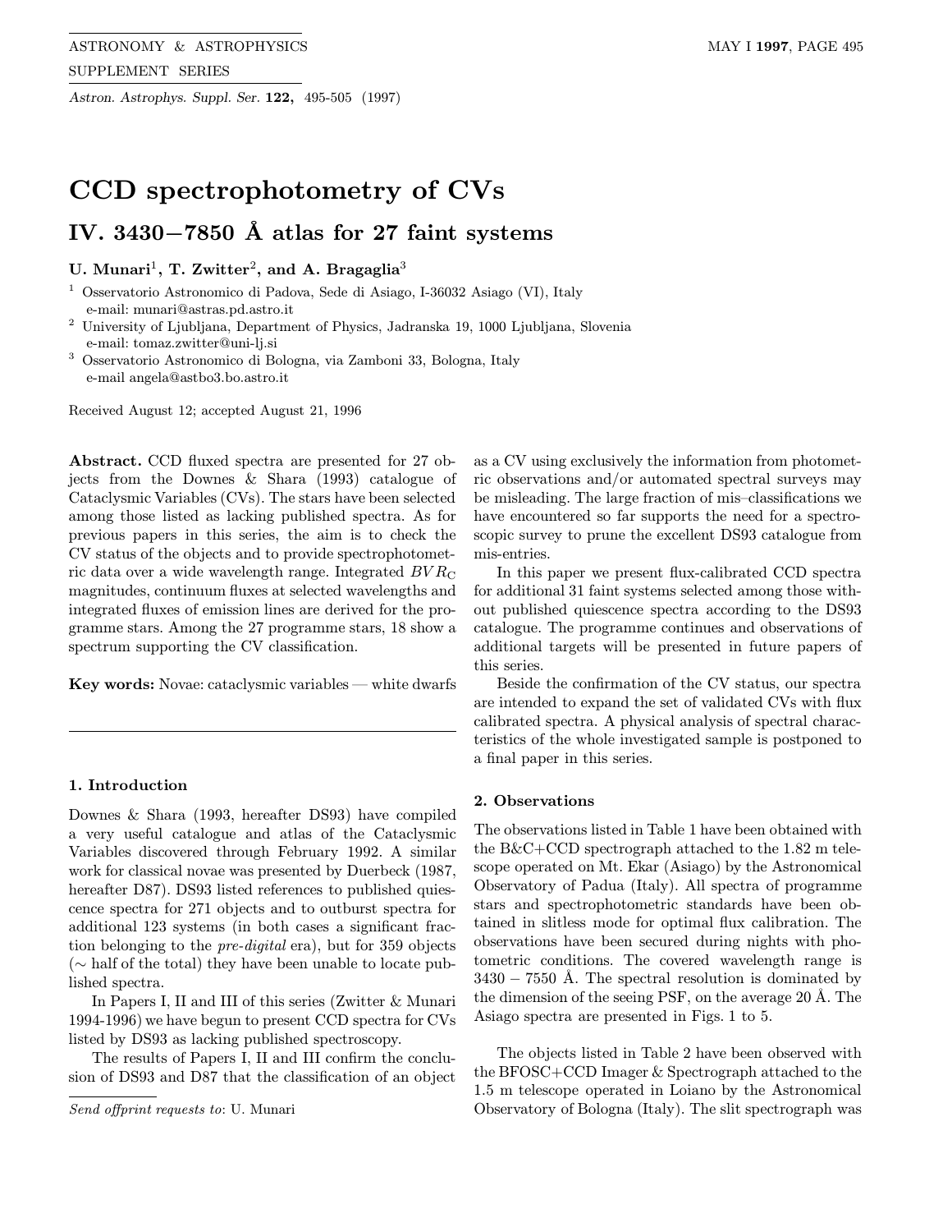# CCD spectrophotometry of CVs

## IV. 3430−7850 Å atlas for 27 faint systems

**U. Munari**[1], **T. Zwitter**[2], **and A. Bragaglia**[3]

[1] Osservatorio Astronomico di Padova, Sede di Asiago, I-36032 Asiago (VI), Italy
e-mail: munari@astras.pd.astro.it

[2] University of Ljubljana, Department of Physics, Jadranska 19, 1000 Ljubljana, Slovenia
e-mail: tomaz.zwitter@uni-lj.si

[3] Osservatorio Astronomico di Bologna, via Zamboni 33, Bologna, Italy
e-mail angela@astbo3.bo.astro.it

Received August 12; accepted August 21, 1996

**Abstract.** CCD fluxed spectra are presented for 27 objects from the Downes & Shara (1993) catalogue of Cataclysmic Variables (CVs). The stars have been selected among those listed as lacking published spectra. As for previous papers in this series, the aim is to check the CV status of the objects and to provide spectrophotometric data over a wide wavelength range. Integrated $BVR_{\rm C}$ magnitudes, continuum fluxes at selected wavelengths and integrated fluxes of emission lines are derived for the programme stars. Among the 27 programme stars, 18 show a spectrum supporting the CV classification.

**Key words:** Novae: cataclysmic variables — white dwarfs

## 1. Introduction

Downes & Shara (1993, hereafter DS93) have compiled a very useful catalogue and atlas of the Cataclysmic Variables discovered through February 1992. A similar work for classical novae was presented by Duerbeck (1987, hereafter D87). DS93 listed references to published quiescence spectra for 271 objects and to outburst spectra for additional 123 systems (in both cases a significant fraction belonging to the *pre-digital* era), but for 359 objects (∼ half of the total) they have been unable to locate published spectra.

In Papers I, II and III of this series (Zwitter & Munari 1994-1996) we have begun to present CCD spectra for CVs listed by DS93 as lacking published spectroscopy.

The results of Papers I, II and III confirm the conclusion of DS93 and D87 that the classification of an object as a CV using exclusively the information from photometric observations and/or automated spectral surveys may be misleading. The large fraction of mis–classifications we have encountered so far supports the need for a spectroscopic survey to prune the excellent DS93 catalogue from mis-entries.

In this paper we present flux-calibrated CCD spectra for additional 31 faint systems selected among those without published quiescence spectra according to the DS93 catalogue. The programme continues and observations of additional targets will be presented in future papers of this series.

Beside the confirmation of the CV status, our spectra are intended to expand the set of validated CVs with flux calibrated spectra. A physical analysis of spectral characteristics of the whole investigated sample is postponed to a final paper in this series.

## 2. Observations

The observations listed in Table 1 have been obtained with the B&C+CCD spectrograph attached to the 1.82 m telescope operated on Mt. Ekar (Asiago) by the Astronomical Observatory of Padua (Italy). All spectra of programme stars and spectrophotometric standards have been obtained in slitless mode for optimal flux calibration. The observations have been secured during nights with photometric conditions. The covered wavelength range is 3430 − 7550 Å. The spectral resolution is dominated by the dimension of the seeing PSF, on the average 20 Å. The Asiago spectra are presented in Figs. 1 to 5.

The objects listed in Table 2 have been observed with the BFOSC+CCD Imager & Spectrograph attached to the 1.5 m telescope operated in Loiano by the Astronomical Observatory of Bologna (Italy). The slit spectrograph was

*Send offprint requests to*: U. Munari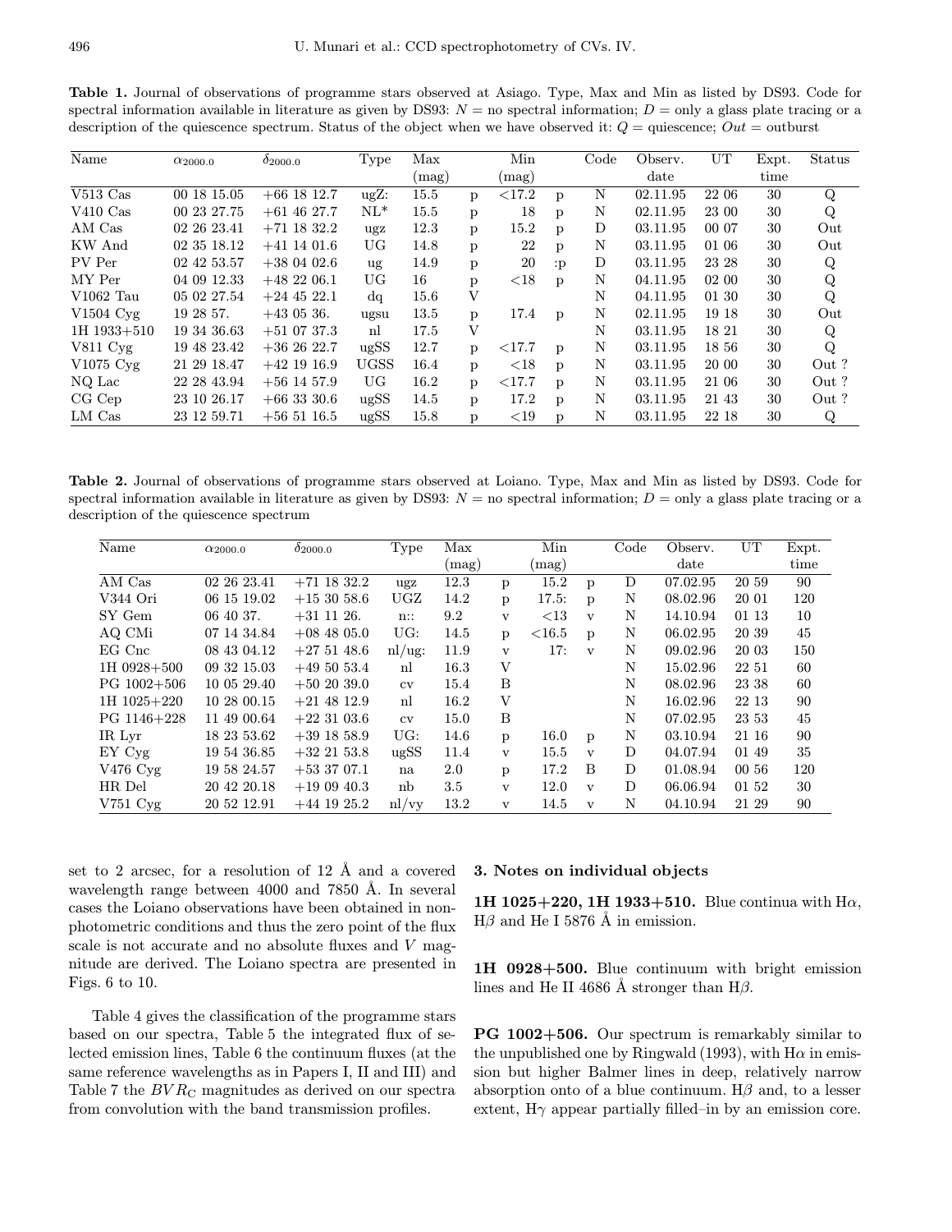**Table 1.** Journal of observations of programme stars observed at Asiago. Type, Max and Min as listed by DS93. Code for spectral information available in literature as given by DS93: *N* = no spectral information; *D* = only a glass plate tracing or a description of the quiescence spectrum. Status of the object when we have observed it: *Q* = quiescence; *Out* = outburst

| Name | $\alpha_{2000.0}$ | $\delta_{2000.0}$ | Type | Max (mag) | | Min (mag) | | Code | Observ. date | UT | Expt. time | Status |
|---|---|---|---|---|---|---|---|---|---|---|---|---|
| V513 Cas | 00 18 15.05 | +66 18 12.7 | ugZ: | 15.5 | p | <17.2 | p | N | 02.11.95 | 22 06 | 30 | Q |
| V410 Cas | 00 23 27.75 | +61 46 27.7 | NL* | 15.5 | p | 18 | p | N | 02.11.95 | 23 00 | 30 | Q |
| AM Cas | 02 26 23.41 | +71 18 32.2 | ugz | 12.3 | p | 15.2 | p | D | 03.11.95 | 00 07 | 30 | Out |
| KW And | 02 35 18.12 | +41 14 01.6 | UG | 14.8 | p | 22 | p | N | 03.11.95 | 01 06 | 30 | Out |
| PV Per | 02 42 53.57 | +38 04 02.6 | ug | 14.9 | p | 20 | :p | D | 03.11.95 | 23 28 | 30 | Q |
| MY Per | 04 09 12.33 | +48 22 06.1 | UG | 16 | p | <18 | p | N | 04.11.95 | 02 00 | 30 | Q |
| V1062 Tau | 05 02 27.54 | +24 45 22.1 | dq | 15.6 | V | | | N | 04.11.95 | 01 30 | 30 | Q |
| V1504 Cyg | 19 28 57. | +43 05 36. | ugsu | 13.5 | p | 17.4 | p | N | 02.11.95 | 19 18 | 30 | Out |
| 1H 1933+510 | 19 34 36.63 | +51 07 37.3 | nl | 17.5 | V | | | N | 03.11.95 | 18 21 | 30 | Q |
| V811 Cyg | 19 48 23.42 | +36 26 22.7 | ugSS | 12.7 | p | <17.7 | p | N | 03.11.95 | 18 56 | 30 | Q |
| V1075 Cyg | 21 29 18.47 | +42 19 16.9 | UGSS | 16.4 | p | <18 | p | N | 03.11.95 | 20 00 | 30 | Out ? |
| NQ Lac | 22 28 43.94 | +56 14 57.9 | UG | 16.2 | p | <17.7 | p | N | 03.11.95 | 21 06 | 30 | Out ? |
| CG Cep | 23 10 26.17 | +66 33 30.6 | ugSS | 14.5 | p | 17.2 | p | N | 03.11.95 | 21 43 | 30 | Out ? |
| LM Cas | 23 12 59.71 | +56 51 16.5 | ugSS | 15.8 | p | <19 | p | N | 03.11.95 | 22 18 | 30 | Q |

**Table 2.** Journal of observations of programme stars observed at Loiano. Type, Max and Min as listed by DS93. Code for spectral information available in literature as given by DS93: *N* = no spectral information; *D* = only a glass plate tracing or a description of the quiescence spectrum

| Name | $\alpha_{2000.0}$ | $\delta_{2000.0}$ | Type | Max (mag) | | Min (mag) | | Code | Observ. date | UT | Expt. time |
|---|---|---|---|---|---|---|---|---|---|---|---|
| AM Cas | 02 26 23.41 | +71 18 32.2 | ugz | 12.3 | p | 15.2 | p | D | 07.02.95 | 20 59 | 90 |
| V344 Ori | 06 15 19.02 | +15 30 58.6 | UGZ | 14.2 | p | 17.5: | p | N | 08.02.96 | 20 01 | 120 |
| SY Gem | 06 40 37. | +31 11 26. | n:: | 9.2 | v | <13 | v | N | 14.10.94 | 01 13 | 10 |
| AQ CMi | 07 14 34.84 | +08 48 05.0 | UG: | 14.5 | p | <16.5 | p | N | 06.02.95 | 20 39 | 45 |
| EG Cnc | 08 43 04.12 | +27 51 48.6 | nl/ug: | 11.9 | v | 17: | v | N | 09.02.96 | 20 03 | 150 |
| 1H 0928+500 | 09 32 15.03 | +49 50 53.4 | nl | 16.3 | V | | | N | 15.02.96 | 22 51 | 60 |
| PG 1002+506 | 10 05 29.40 | +50 20 39.0 | cv | 15.4 | B | | | N | 08.02.96 | 23 38 | 60 |
| 1H 1025+220 | 10 28 00.15 | +21 48 12.9 | nl | 16.2 | V | | | N | 16.02.96 | 22 13 | 90 |
| PG 1146+228 | 11 49 00.64 | +22 31 03.6 | cv | 15.0 | B | | | N | 07.02.95 | 23 53 | 45 |
| IR Lyr | 18 23 53.62 | +39 18 58.9 | UG: | 14.6 | p | 16.0 | p | N | 03.10.94 | 21 16 | 90 |
| EY Cyg | 19 54 36.85 | +32 21 53.8 | ugSS | 11.4 | v | 15.5 | v | D | 04.07.94 | 01 49 | 35 |
| V476 Cyg | 19 58 24.57 | +53 37 07.1 | na | 2.0 | p | 17.2 | B | D | 01.08.94 | 00 56 | 120 |
| HR Del | 20 42 20.18 | +19 09 40.3 | nb | 3.5 | v | 12.0 | v | D | 06.06.94 | 01 52 | 30 |
| V751 Cyg | 20 52 12.91 | +44 19 25.2 | nl/vy | 13.2 | v | 14.5 | v | N | 04.10.94 | 21 29 | 90 |

set to 2 arcsec, for a resolution of 12 Å and a covered wavelength range between 4000 and 7850 Å. In several cases the Loiano observations have been obtained in non-photometric conditions and thus the zero point of the flux scale is not accurate and no absolute fluxes and $V$ magnitude are derived. The Loiano spectra are presented in Figs. 6 to 10.

Table 4 gives the classification of the programme stars based on our spectra, Table 5 the integrated flux of selected emission lines, Table 6 the continuum fluxes (at the same reference wavelengths as in Papers I, II and III) and Table 7 the $BVR_{\rm C}$ magnitudes as derived on our spectra from convolution with the band transmission profiles.

## 3. Notes on individual objects

**1H 1025+220, 1H 1933+510.** Blue continua with Hα, Hβ and He I 5876 Å in emission.

**1H 0928+500.** Blue continuum with bright emission lines and He II 4686 Å stronger than Hβ.

**PG 1002+506.** Our spectrum is remarkably similar to the unpublished one by Ringwald (1993), with Hα in emission but higher Balmer lines in deep, relatively narrow absorption onto of a blue continuum. Hβ and, to a lesser extent, Hγ appear partially filled–in by an emission core.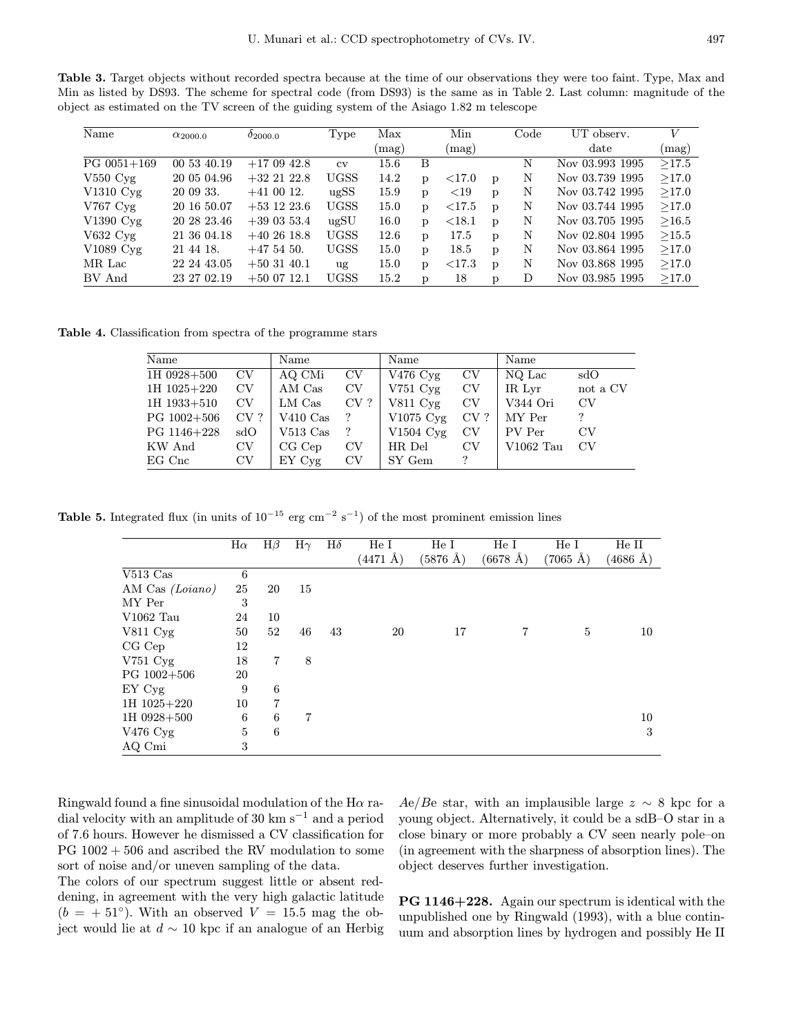**Table 3.** Target objects without recorded spectra because at the time of our observations they were too faint. Type, Max and Min as listed by DS93. The scheme for spectral code (from DS93) is the same as in Table 2. Last column: magnitude of the object as estimated on the TV screen of the guiding system of the Asiago 1.82 m telescope

| Name | $\alpha_{2000.0}$ | $\delta_{2000.0}$ | Type | Max (mag) | | Min (mag) | | Code | UT observ. date | $V$ (mag) |
|---|---|---|---|---|---|---|---|---|---|---|
| PG 0051+169 | 00 53 40.19 | +17 09 42.8 | cv | 15.6 | B | | | N | Nov 03.993 1995 | ≥17.5 |
| V550 Cyg | 20 05 04.96 | +32 21 22.8 | UGSS | 14.2 | p | <17.0 | p | N | Nov 03.739 1995 | ≥17.0 |
| V1310 Cyg | 20 09 33. | +41 00 12. | ugSS | 15.9 | p | <19 | p | N | Nov 03.742 1995 | ≥17.0 |
| V767 Cyg | 20 16 50.07 | +53 12 23.6 | UGSS | 15.0 | p | <17.5 | p | N | Nov 03.744 1995 | ≥17.0 |
| V1390 Cyg | 20 28 23.46 | +39 03 53.4 | ugSU | 16.0 | p | <18.1 | p | N | Nov 03.705 1995 | ≥16.5 |
| V632 Cyg | 21 36 04.18 | +40 26 18.8 | UGSS | 12.6 | p | 17.5 | p | N | Nov 02.804 1995 | ≥15.5 |
| V1089 Cyg | 21 44 18. | +47 54 50. | UGSS | 15.0 | p | 18.5 | p | N | Nov 03.864 1995 | ≥17.0 |
| MR Lac | 22 24 43.05 | +50 31 40.1 | ug | 15.0 | p | <17.3 | p | N | Nov 03.868 1995 | ≥17.0 |
| BV And | 23 27 02.19 | +50 07 12.1 | UGSS | 15.2 | p | 18 | p | D | Nov 03.985 1995 | ≥17.0 |

**Table 4.** Classification from spectra of the programme stars

| Name | | Name | | Name | | Name | |
|---|---|---|---|---|---|---|---|
| 1H 0928+500 | CV | AQ CMi | CV | V476 Cyg | CV | NQ Lac | sdO |
| 1H 1025+220 | CV | AM Cas | CV | V751 Cyg | CV | IR Lyr | not a CV |
| 1H 1933+510 | CV | LM Cas | CV ? | V811 Cyg | CV | V344 Ori | CV |
| PG 1002+506 | CV ? | V410 Cas | ? | V1075 Cyg | CV ? | MY Per | ? |
| PG 1146+228 | sdO | V513 Cas | ? | V1504 Cyg | CV | PV Per | CV |
| KW And | CV | CG Cep | CV | HR Del | CV | V1062 Tau | CV |
| EG Cnc | CV | EY Cyg | CV | SY Gem | ? | | |

**Table 5.** Integrated flux (in units of $10^{-15}$ erg cm$^{-2}$ s$^{-1}$) of the most prominent emission lines

| | Hα | Hβ | Hγ | Hδ | He I (4471 Å) | He I (5876 Å) | He I (6678 Å) | He I (7065 Å) | He II (4686 Å) |
|---|---|---|---|---|---|---|---|---|---|
| V513 Cas | 6 | | | | | | | | |
| AM Cas *(Loiano)* | 25 | 20 | 15 | | | | | | |
| MY Per | 3 | | | | | | | | |
| V1062 Tau | 24 | 10 | | | | | | | |
| V811 Cyg | 50 | 52 | 46 | 43 | 20 | 17 | 7 | 5 | 10 |
| CG Cep | 12 | | | | | | | | |
| V751 Cyg | 18 | 7 | 8 | | | | | | |
| PG 1002+506 | 20 | | | | | | | | |
| EY Cyg | 9 | 6 | | | | | | | |
| 1H 1025+220 | 10 | 7 | | | | | | | |
| 1H 0928+500 | 6 | 6 | 7 | | | | | | 10 |
| V476 Cyg | 5 | 6 | | | | | | | 3 |
| AQ Cmi | 3 | | | | | | | | |

Ringwald found a fine sinusoidal modulation of the Hα radial velocity with an amplitude of 30 km s$^{-1}$ and a period of 7.6 hours. However he dismissed a CV classification for PG 1002 + 506 and ascribed the RV modulation to some sort of noise and/or uneven sampling of the data.

The colors of our spectrum suggest little or absent reddening, in agreement with the very high galactic latitude ($b = +51°$). With an observed $V = 15.5$ mag the object would lie at $d \sim 10$ kpc if an analogue of an Herbig *A*e/*B*e star, with an implausible large $z \sim 8$ kpc for a young object. Alternatively, it could be a sdB–O star in a close binary or more probably a CV seen nearly pole–on (in agreement with the sharpness of absorption lines). The object deserves further investigation.

**PG 1146+228.** Again our spectrum is identical with the unpublished one by Ringwald (1993), with a blue continuum and absorption lines by hydrogen and possibly He II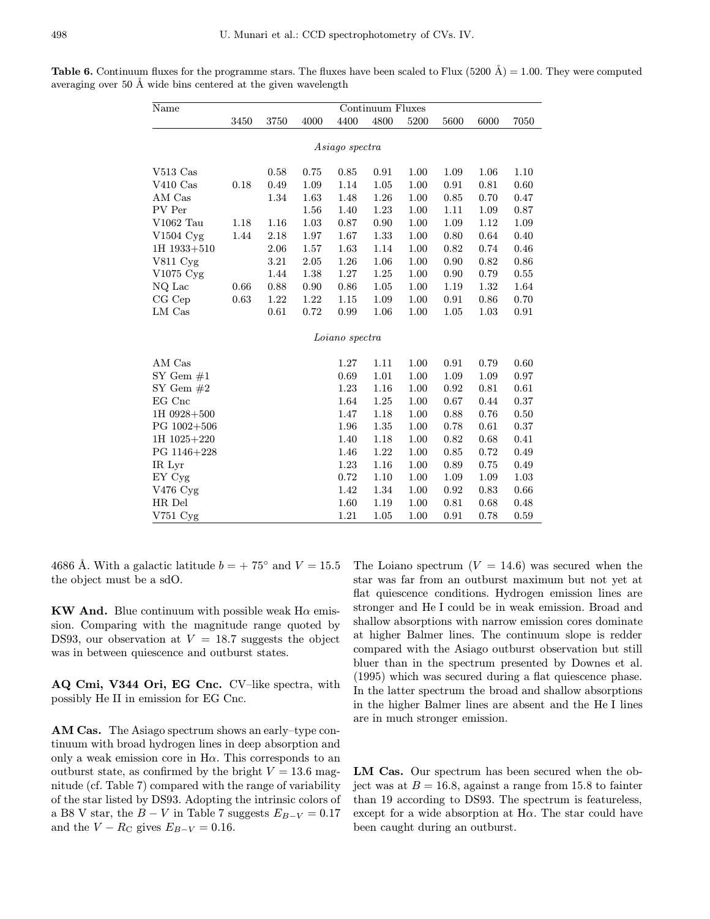**Table 6.** Continuum fluxes for the programme stars. The fluxes have been scaled to Flux (5200 Å) = 1.00. They were computed averaging over 50 Å wide bins centered at the given wavelength

| Name | Continuum Fluxes | | | | | | | | |
|---|---|---|---|---|---|---|---|---|---|
| | 3450 | 3750 | 4000 | 4400 | 4800 | 5200 | 5600 | 6000 | 7050 |
| | | | | *Asiago spectra* | | | | | |
| V513 Cas | | 0.58 | 0.75 | 0.85 | 0.91 | 1.00 | 1.09 | 1.06 | 1.10 |
| V410 Cas | 0.18 | 0.49 | 1.09 | 1.14 | 1.05 | 1.00 | 0.91 | 0.81 | 0.60 |
| AM Cas | | 1.34 | 1.63 | 1.48 | 1.26 | 1.00 | 0.85 | 0.70 | 0.47 |
| PV Per | | | 1.56 | 1.40 | 1.23 | 1.00 | 1.11 | 1.09 | 0.87 |
| V1062 Tau | 1.18 | 1.16 | 1.03 | 0.87 | 0.90 | 1.00 | 1.09 | 1.12 | 1.09 |
| V1504 Cyg | 1.44 | 2.18 | 1.97 | 1.67 | 1.33 | 1.00 | 0.80 | 0.64 | 0.40 |
| 1H 1933+510 | | 2.06 | 1.57 | 1.63 | 1.14 | 1.00 | 0.82 | 0.74 | 0.46 |
| V811 Cyg | | 3.21 | 2.05 | 1.26 | 1.06 | 1.00 | 0.90 | 0.82 | 0.86 |
| V1075 Cyg | | 1.44 | 1.38 | 1.27 | 1.25 | 1.00 | 0.90 | 0.79 | 0.55 |
| NQ Lac | 0.66 | 0.88 | 0.90 | 0.86 | 1.05 | 1.00 | 1.19 | 1.32 | 1.64 |
| CG Cep | 0.63 | 1.22 | 1.22 | 1.15 | 1.09 | 1.00 | 0.91 | 0.86 | 0.70 |
| LM Cas | | 0.61 | 0.72 | 0.99 | 1.06 | 1.00 | 1.05 | 1.03 | 0.91 |
| | | | | *Loiano spectra* | | | | | |
| AM Cas | | | | 1.27 | 1.11 | 1.00 | 0.91 | 0.79 | 0.60 |
| SY Gem #1 | | | | 0.69 | 1.01 | 1.00 | 1.09 | 1.09 | 0.97 |
| SY Gem #2 | | | | 1.23 | 1.16 | 1.00 | 0.92 | 0.81 | 0.61 |
| EG Cnc | | | | 1.64 | 1.25 | 1.00 | 0.67 | 0.44 | 0.37 |
| 1H 0928+500 | | | | 1.47 | 1.18 | 1.00 | 0.88 | 0.76 | 0.50 |
| PG 1002+506 | | | | 1.96 | 1.35 | 1.00 | 0.78 | 0.61 | 0.37 |
| 1H 1025+220 | | | | 1.40 | 1.18 | 1.00 | 0.82 | 0.68 | 0.41 |
| PG 1146+228 | | | | 1.46 | 1.22 | 1.00 | 0.85 | 0.72 | 0.49 |
| IR Lyr | | | | 1.23 | 1.16 | 1.00 | 0.89 | 0.75 | 0.49 |
| EY Cyg | | | | 0.72 | 1.10 | 1.00 | 1.09 | 1.09 | 1.03 |
| V476 Cyg | | | | 1.42 | 1.34 | 1.00 | 0.92 | 0.83 | 0.66 |
| HR Del | | | | 1.60 | 1.19 | 1.00 | 0.81 | 0.68 | 0.48 |
| V751 Cyg | | | | 1.21 | 1.05 | 1.00 | 0.91 | 0.78 | 0.59 |

4686 Å. With a galactic latitude $b = +75^\circ$ and $V = 15.5$ the object must be a sdO.

**KW And.** Blue continuum with possible weak Hα emission. Comparing with the magnitude range quoted by DS93, our observation at $V = 18.7$ suggests the object was in between quiescence and outburst states.

**AQ Cmi, V344 Ori, EG Cnc.** CV–like spectra, with possibly He II in emission for EG Cnc.

**AM Cas.** The Asiago spectrum shows an early–type continuum with broad hydrogen lines in deep absorption and only a weak emission core in Hα. This corresponds to an outburst state, as confirmed by the bright $V = 13.6$ magnitude (cf. Table 7) compared with the range of variability of the star listed by DS93. Adopting the intrinsic colors of a B8 V star, the $B-V$ in Table 7 suggests $E_{B-V} = 0.17$ and the $V - R_{\rm C}$ gives $E_{B-V} = 0.16$.

The Loiano spectrum ($V = 14.6$) was secured when the star was far from an outburst maximum but not yet at flat quiescence conditions. Hydrogen emission lines are stronger and He I could be in weak emission. Broad and shallow absorptions with narrow emission cores dominate at higher Balmer lines. The continuum slope is redder compared with the Asiago outburst observation but still bluer than in the spectrum presented by Downes et al. (1995) which was secured during a flat quiescence phase. In the latter spectrum the broad and shallow absorptions in the higher Balmer lines are absent and the He I lines are in much stronger emission.

**LM Cas.** Our spectrum has been secured when the object was at $B = 16.8$, against a range from 15.8 to fainter than 19 according to DS93. The spectrum is featureless, except for a wide absorption at Hα. The star could have been caught during an outburst.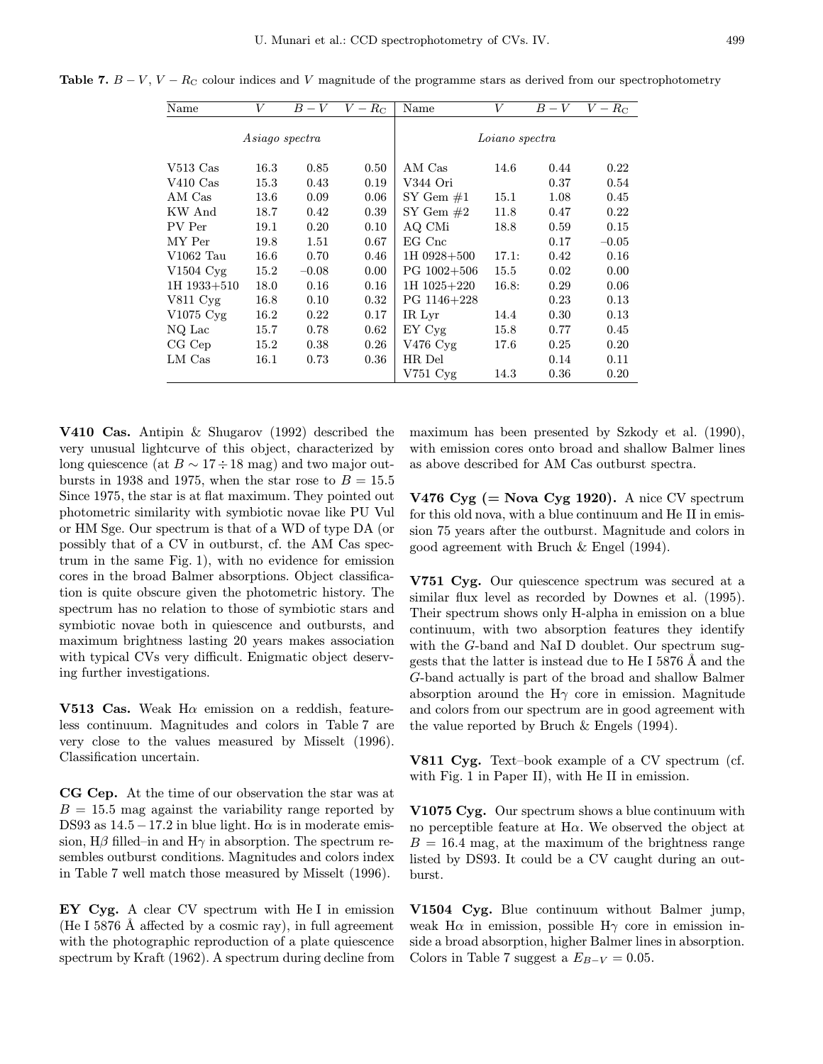**Table 7.** $B-V$, $V-R_C$ colour indices and $V$ magnitude of the programme stars as derived from our spectrophotometry

| Name | $V$ | $B-V$ | $V-R_C$ | Name | $V$ | $B-V$ | $V-R_C$ |
|---|---|---|---|---|---|---|---|
| *Asiago spectra* | | | | *Loiano spectra* | | | |
| V513 Cas | 16.3 | 0.85 | 0.50 | AM Cas | 14.6 | 0.44 | 0.22 |
| V410 Cas | 15.3 | 0.43 | 0.19 | V344 Ori | | 0.37 | 0.54 |
| AM Cas | 13.6 | 0.09 | 0.06 | SY Gem #1 | 15.1 | 1.08 | 0.45 |
| KW And | 18.7 | 0.42 | 0.39 | SY Gem #2 | 11.8 | 0.47 | 0.22 |
| PV Per | 19.1 | 0.20 | 0.10 | AQ CMi | 18.8 | 0.59 | 0.15 |
| MY Per | 19.8 | 1.51 | 0.67 | EG Cnc | | 0.17 | −0.05 |
| V1062 Tau | 16.6 | 0.70 | 0.46 | 1H 0928+500 | 17.1: | 0.42 | 0.16 |
| V1504 Cyg | 15.2 | −0.08 | 0.00 | PG 1002+506 | 15.5 | 0.02 | 0.00 |
| 1H 1933+510 | 18.0 | 0.16 | 0.16 | 1H 1025+220 | 16.8: | 0.29 | 0.06 |
| V811 Cyg | 16.8 | 0.10 | 0.32 | PG 1146+228 | | 0.23 | 0.13 |
| V1075 Cyg | 16.2 | 0.22 | 0.17 | IR Lyr | 14.4 | 0.30 | 0.13 |
| NQ Lac | 15.7 | 0.78 | 0.62 | EY Cyg | 15.8 | 0.77 | 0.45 |
| CG Cep | 15.2 | 0.38 | 0.26 | V476 Cyg | 17.6 | 0.25 | 0.20 |
| LM Cas | 16.1 | 0.73 | 0.36 | HR Del | | 0.14 | 0.11 |
| | | | | V751 Cyg | 14.3 | 0.36 | 0.20 |

**V410 Cas.** Antipin & Shugarov (1992) described the very unusual lightcurve of this object, characterized by long quiescence (at $B \sim 17 \div 18$ mag) and two major outbursts in 1938 and 1975, when the star rose to $B = 15.5$ Since 1975, the star is at flat maximum. They pointed out photometric similarity with symbiotic novae like PU Vul or HM Sge. Our spectrum is that of a WD of type DA (or possibly that of a CV in outburst, cf. the AM Cas spectrum in the same Fig. 1), with no evidence for emission cores in the broad Balmer absorptions. Object classification is quite obscure given the photometric history. The spectrum has no relation to those of symbiotic stars and symbiotic novae both in quiescence and outbursts, and maximum brightness lasting 20 years makes association with typical CVs very difficult. Enigmatic object deserving further investigations.

**V513 Cas.** Weak H$\alpha$ emission on a reddish, featureless continuum. Magnitudes and colors in Table 7 are very close to the values measured by Misselt (1996). Classification uncertain.

**CG Cep.** At the time of our observation the star was at $B = 15.5$ mag against the variability range reported by DS93 as $14.5 - 17.2$ in blue light. H$\alpha$ is in moderate emission, H$\beta$ filled–in and H$\gamma$ in absorption. The spectrum resembles outburst conditions. Magnitudes and colors index in Table 7 well match those measured by Misselt (1996).

**EY Cyg.** A clear CV spectrum with He I in emission (He I 5876 Å affected by a cosmic ray), in full agreement with the photographic reproduction of a plate quiescence spectrum by Kraft (1962). A spectrum during decline from maximum has been presented by Szkody et al. (1990), with emission cores onto broad and shallow Balmer lines as above described for AM Cas outburst spectra.

**V476 Cyg (= Nova Cyg 1920).** A nice CV spectrum for this old nova, with a blue continuum and He II in emission 75 years after the outburst. Magnitude and colors in good agreement with Bruch & Engel (1994).

**V751 Cyg.** Our quiescence spectrum was secured at a similar flux level as recorded by Downes et al. (1995). Their spectrum shows only H-alpha in emission on a blue continuum, with two absorption features they identify with the *G*-band and NaI D doublet. Our spectrum suggests that the latter is instead due to He I 5876 Å and the *G*-band actually is part of the broad and shallow Balmer absorption around the H$\gamma$ core in emission. Magnitude and colors from our spectrum are in good agreement with the value reported by Bruch & Engels (1994).

**V811 Cyg.** Text–book example of a CV spectrum (cf. with Fig. 1 in Paper II), with He II in emission.

**V1075 Cyg.** Our spectrum shows a blue continuum with no perceptible feature at H$\alpha$. We observed the object at $B = 16.4$ mag, at the maximum of the brightness range listed by DS93. It could be a CV caught during an outburst.

**V1504 Cyg.** Blue continuum without Balmer jump, weak H$\alpha$ in emission, possible H$\gamma$ core in emission inside a broad absorption, higher Balmer lines in absorption. Colors in Table 7 suggest a $E_{B-V} = 0.05$.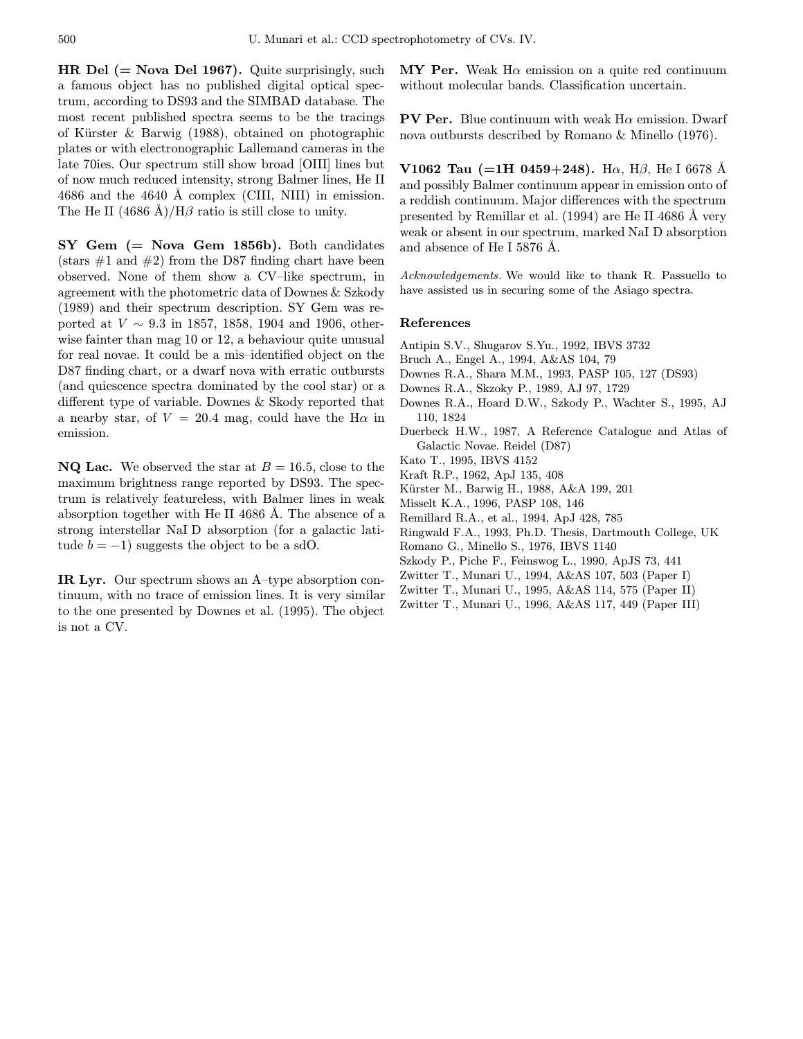**HR Del (= Nova Del 1967).** Quite surprisingly, such a famous object has no published digital optical spectrum, according to DS93 and the SIMBAD database. The most recent published spectra seems to be the tracings of Kürster & Barwig (1988), obtained on photographic plates or with electronographic Lallemand cameras in the late 70ies. Our spectrum still show broad [OIII] lines but of now much reduced intensity, strong Balmer lines, He II 4686 and the 4640 Å complex (CIII, NIII) in emission. The He II (4686 Å)/H$\beta$ ratio is still close to unity.

**SY Gem (= Nova Gem 1856b).** Both candidates (stars #1 and #2) from the D87 finding chart have been observed. None of them show a CV–like spectrum, in agreement with the photometric data of Downes & Szkody (1989) and their spectrum description. SY Gem was reported at $V \sim 9.3$ in 1857, 1858, 1904 and 1906, otherwise fainter than mag 10 or 12, a behaviour quite unusual for real novae. It could be a mis–identified object on the D87 finding chart, or a dwarf nova with erratic outbursts (and quiescence spectra dominated by the cool star) or a different type of variable. Downes & Skody reported that a nearby star, of $V = 20.4$ mag, could have the H$\alpha$ in emission.

**NQ Lac.** We observed the star at $B = 16.5$, close to the maximum brightness range reported by DS93. The spectrum is relatively featureless, with Balmer lines in weak absorption together with He II 4686 Å. The absence of a strong interstellar NaI D absorption (for a galactic latitude $b = -1$) suggests the object to be a sdO.

**IR Lyr.** Our spectrum shows an A–type absorption continuum, with no trace of emission lines. It is very similar to the one presented by Downes et al. (1995). The object is not a CV.

**MY Per.** Weak H$\alpha$ emission on a quite red continuum without molecular bands. Classification uncertain.

**PV Per.** Blue continuum with weak H$\alpha$ emission. Dwarf nova outbursts described by Romano & Minello (1976).

**V1062 Tau (=1H 0459+248).** H$\alpha$, H$\beta$, He I 6678 Å and possibly Balmer continuum appear in emission onto of a reddish continuum. Major differences with the spectrum presented by Remillar et al. (1994) are He II 4686 Å very weak or absent in our spectrum, marked NaI D absorption and absence of He I 5876 Å.

*Acknowledgements.* We would like to thank R. Passuello to have assisted us in securing some of the Asiago spectra.

## References

Antipin S.V., Shugarov S.Yu., 1992, IBVS 3732

Bruch A., Engel A., 1994, A&AS 104, 79

Downes R.A., Shara M.M., 1993, PASP 105, 127 (DS93)

Downes R.A., Skzoky P., 1989, AJ 97, 1729

Downes R.A., Hoard D.W., Szkody P., Wachter S., 1995, AJ 110, 1824

Duerbeck H.W., 1987, A Reference Catalogue and Atlas of Galactic Novae. Reidel (D87)

Kato T., 1995, IBVS 4152

Kraft R.P., 1962, ApJ 135, 408

Kürster M., Barwig H., 1988, A&A 199, 201

Misselt K.A., 1996, PASP 108, 146

Remillard R.A., et al., 1994, ApJ 428, 785

Ringwald F.A., 1993, Ph.D. Thesis, Dartmouth College, UK

Romano G., Minello S., 1976, IBVS 1140

Szkody P., Piche F., Feinswog L., 1990, ApJS 73, 441

Zwitter T., Munari U., 1994, A&AS 107, 503 (Paper I)

Zwitter T., Munari U., 1995, A&AS 114, 575 (Paper II)

Zwitter T., Munari U., 1996, A&AS 117, 449 (Paper III)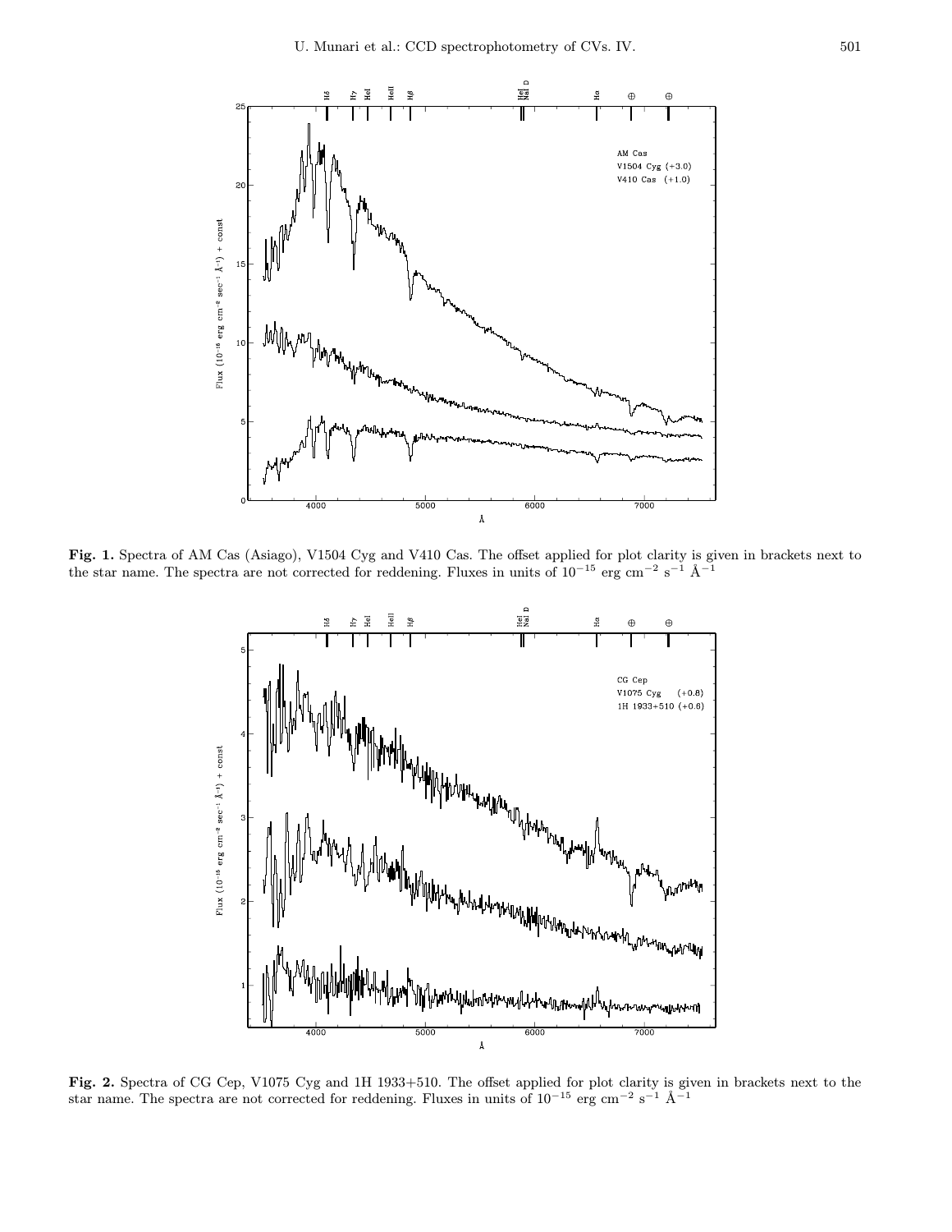**Fig. 1.** Spectra of AM Cas (Asiago), V1504 Cyg and V410 Cas. The offset applied for plot clarity is given in brackets next to the star name. The spectra are not corrected for reddening. Fluxes in units of $10^{-15}$ erg cm$^{-2}$ s$^{-1}$ Å$^{-1}$

**Fig. 2.** Spectra of CG Cep, V1075 Cyg and 1H 1933+510. The offset applied for plot clarity is given in brackets next to the star name. The spectra are not corrected for reddening. Fluxes in units of $10^{-15}$ erg cm$^{-2}$ s$^{-1}$ Å$^{-1}$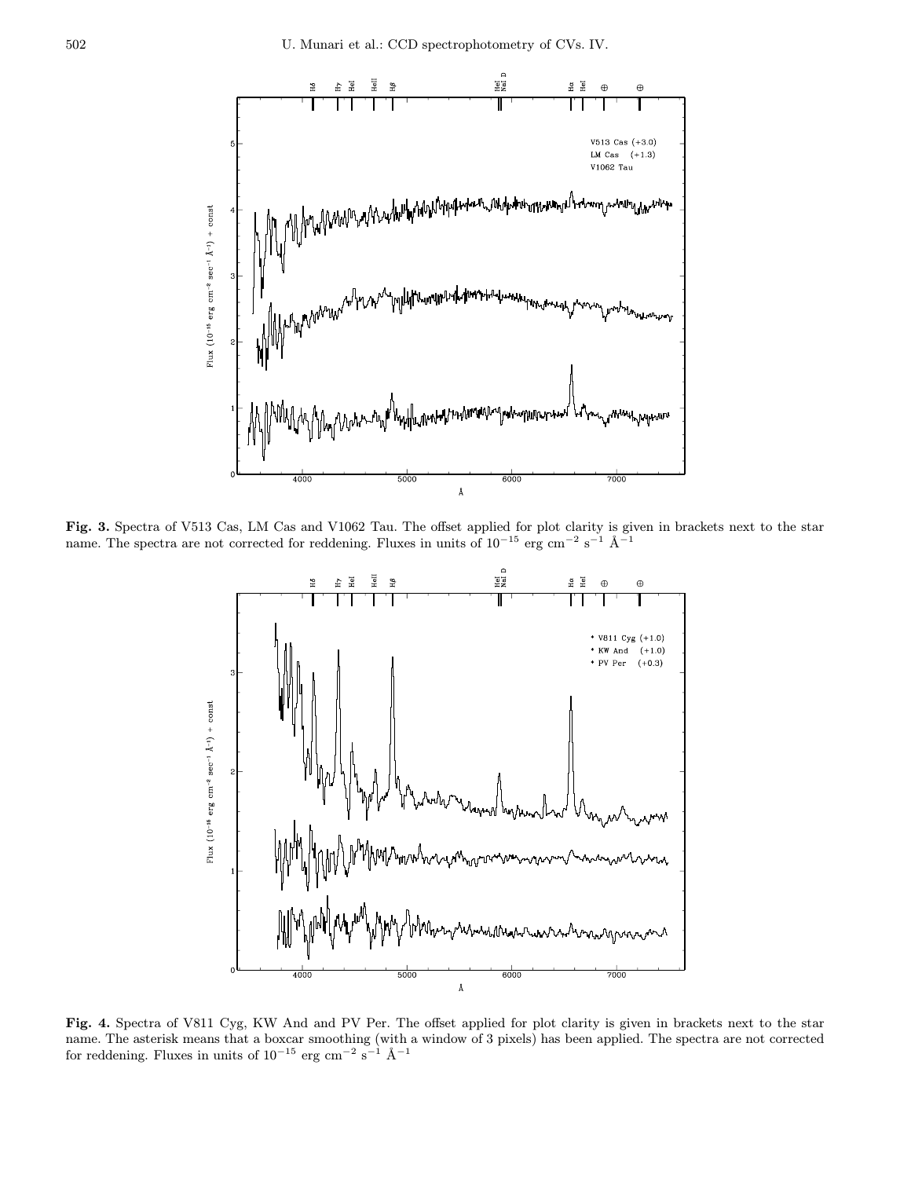**Fig. 3.** Spectra of V513 Cas, LM Cas and V1062 Tau. The offset applied for plot clarity is given in brackets next to the star name. The spectra are not corrected for reddening. Fluxes in units of $10^{-15}$ erg cm$^{-2}$ s$^{-1}$ Å$^{-1}$

**Fig. 4.** Spectra of V811 Cyg, KW And and PV Per. The offset applied for plot clarity is given in brackets next to the star name. The asterisk means that a boxcar smoothing (with a window of 3 pixels) has been applied. The spectra are not corrected for reddening. Fluxes in units of $10^{-15}$ erg cm$^{-2}$ s$^{-1}$ Å$^{-1}$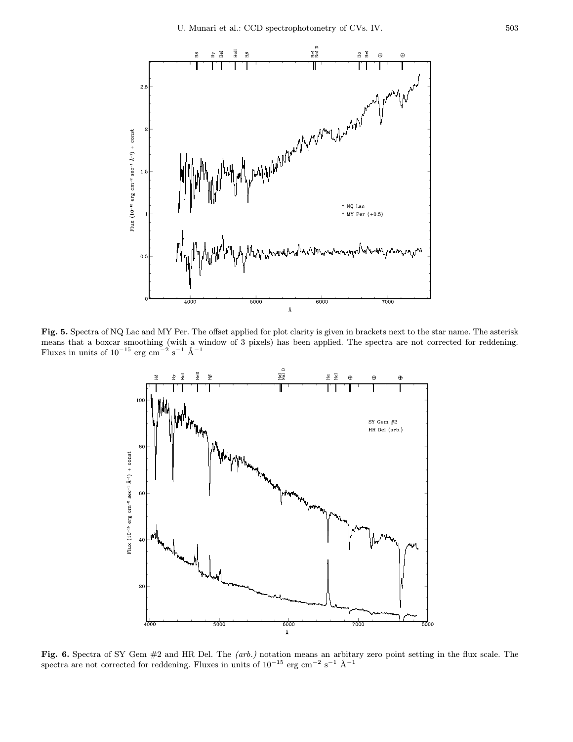**Fig. 5.** Spectra of NQ Lac and MY Per. The offset applied for plot clarity is given in brackets next to the star name. The asterisk means that a boxcar smoothing (with a window of 3 pixels) has been applied. The spectra are not corrected for reddening. Fluxes in units of $10^{-15}$ erg cm$^{-2}$ s$^{-1}$ Å$^{-1}$

**Fig. 6.** Spectra of SY Gem #2 and HR Del. The *(arb.)* notation means an arbitary zero point setting in the flux scale. The spectra are not corrected for reddening. Fluxes in units of $10^{-15}$ erg cm$^{-2}$ s$^{-1}$ Å$^{-1}$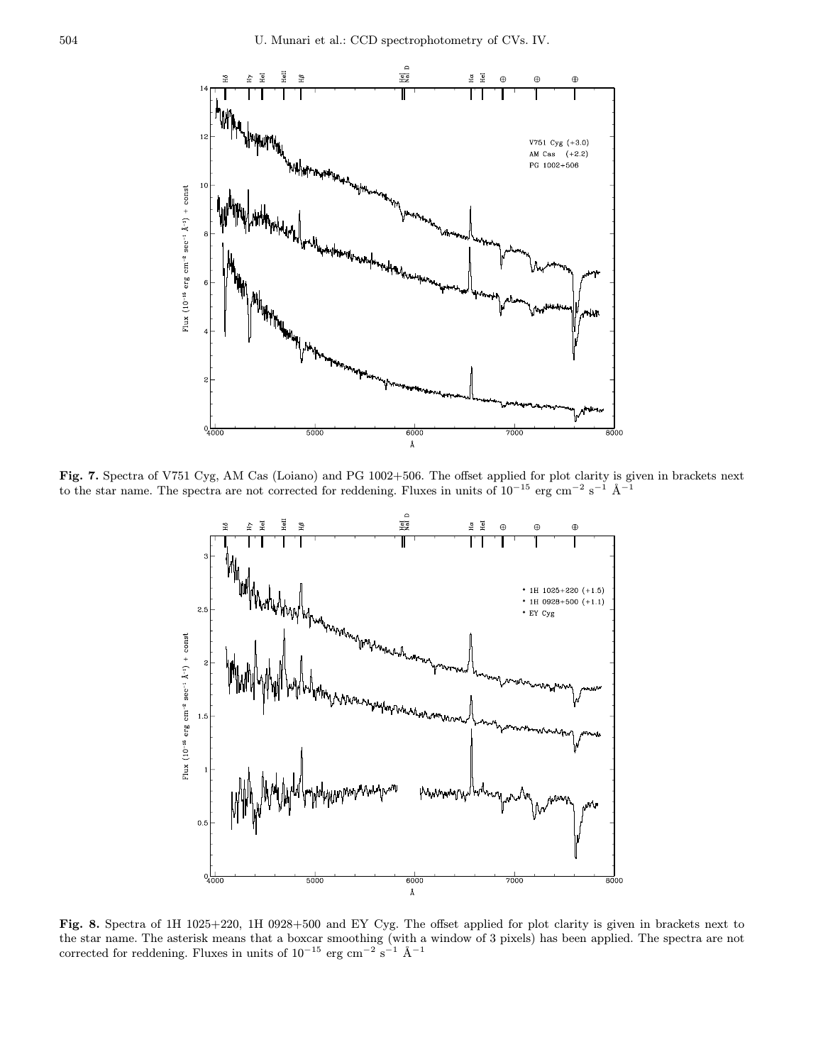**Fig. 7.** Spectra of V751 Cyg, AM Cas (Loiano) and PG 1002+506. The offset applied for plot clarity is given in brackets next to the star name. The spectra are not corrected for reddening. Fluxes in units of $10^{-15}$ erg cm$^{-2}$ s$^{-1}$ Å$^{-1}$

**Fig. 8.** Spectra of 1H 1025+220, 1H 0928+500 and EY Cyg. The offset applied for plot clarity is given in brackets next to the star name. The asterisk means that a boxcar smoothing (with a window of 3 pixels) has been applied. The spectra are not corrected for reddening. Fluxes in units of $10^{-15}$ erg cm$^{-2}$ s$^{-1}$ Å$^{-1}$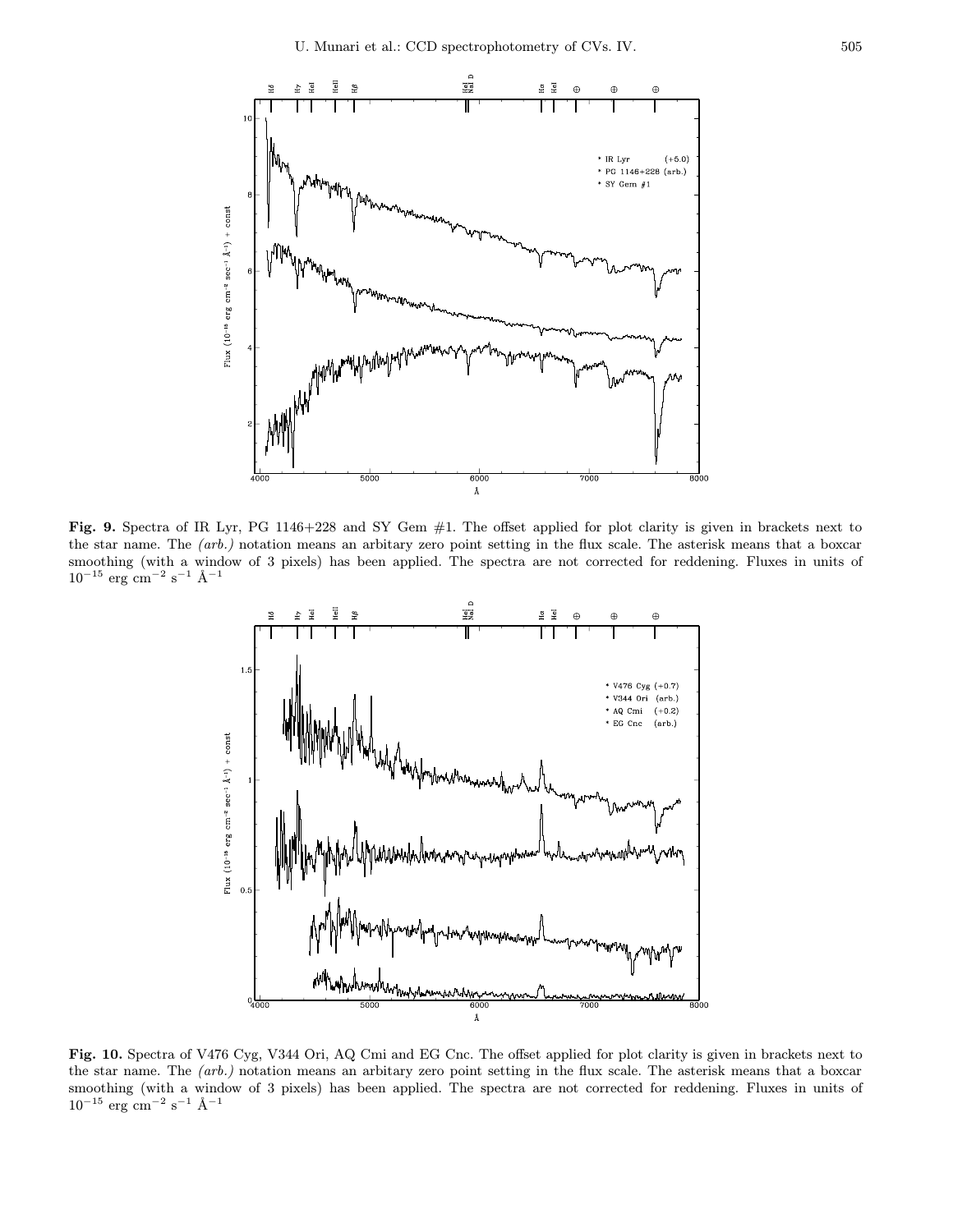Hδ Hγ HeI HeII Hβ HeI NaI D Hα HeI ⊕ ⊕ ⊕

10
8
6
4
2

Flux ($10^{-15}$ erg cm$^{-2}$ sec$^{-1}$ Å$^{-1}$) + const

* IR Lyr (+5.0)
* PG 1146+228 (arb.)
* SY Gem #1

4000 5000 6000 7000 8000

Å

**Fig. 9.** Spectra of IR Lyr, PG 1146+228 and SY Gem #1. The offset applied for plot clarity is given in brackets next to the star name. The *(arb.)* notation means an arbitary zero point setting in the flux scale. The asterisk means that a boxcar smoothing (with a window of 3 pixels) has been applied. The spectra are not corrected for reddening. Fluxes in units of $10^{-15}$ erg cm$^{-2}$ s$^{-1}$ Å$^{-1}$

Hδ Hγ HeI HeII Hβ HeI NaI D Hα HeI ⊕ ⊕ ⊕

1.5
1
0.5
0

Flux ($10^{-15}$ erg cm$^{-2}$ sec$^{-1}$ Å$^{-1}$) + const

* V476 Cyg (+0.7)
* V344 Ori (arb.)
* AQ Cmi (+0.2)
* EG Cnc (arb.)

4000 5000 6000 7000 8000

Å

**Fig. 10.** Spectra of V476 Cyg, V344 Ori, AQ Cmi and EG Cnc. The offset applied for plot clarity is given in brackets next to the star name. The *(arb.)* notation means an arbitary zero point setting in the flux scale. The asterisk means that a boxcar smoothing (with a window of 3 pixels) has been applied. The spectra are not corrected for reddening. Fluxes in units of $10^{-15}$ erg cm$^{-2}$ s$^{-1}$ Å$^{-1}$